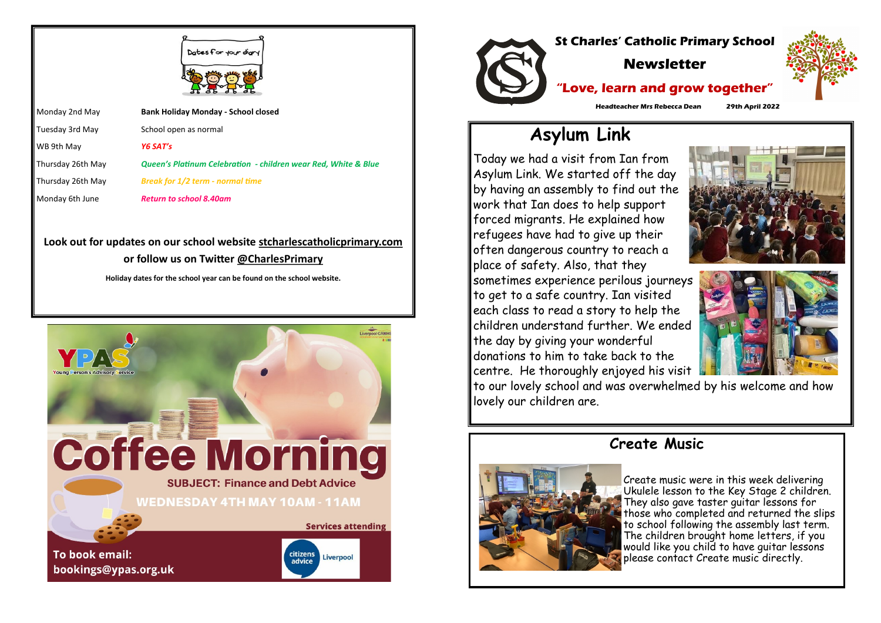# St Charles' Catholic Primary School

## Newsletter

**"Love, learn and grow together"**

**Headteacher Mrs Rebecca Dean** **29th April 2022**

## Asylum Link

Today we had a visit from Ian from Asylum Link. We started off the day by having an assembly to find out the work that Ian does to help support forced migrants. He explained how refugees have had to give up their often dangerous country to reach a place of safety. Also, that they sometimes experience perilous journeys to get to a safe country. Ian visited each class to read a story to help the children understand further. We ended the day by giving your wonderful donations to him to take back to the centre. He thoroughly enjoyed his visit to our lovely school and was overwhelmed by his welcome and how lovely our children are.

## Create Music

Create music were in this week delivering Ukulele lesson to the Key Stage 2 children. They also gave taster guitar lessons for those who completed and returned the slips to school following the assembly last term. The children brought home letters, if you would like you child to have guitar lessons please contact Create music directly.

## Dates for your diary

| | |
|---|---|
| Monday 2nd May | **Bank Holiday Monday - School closed** |
| Tuesday 3rd May | School open as normal |
| WB 9th May | *Y6 SAT's* |
| Thursday 26th May | *Queen's Platinum Celebration - children wear Red, White & Blue* |
| Thursday 26th May | *Break for 1/2 term - normal time* |
| Monday 6th June | *Return to school 8.40am* |

**Look out for updates on our school website stcharlescatholicprimary.com or follow us on Twitter @CharlesPrimary**

**Holiday dates for the school year can be found on the school website.**

YPAS Young Person's Advisory Service

Liverpool CAMHS

# Coffee Morning

**SUBJECT: Finance and Debt Advice**

**WEDNESDAY 4TH MAY 10AM - 11AM**

**Services attending**

citizens advice Liverpool

**To book email: bookings@ypas.org.uk**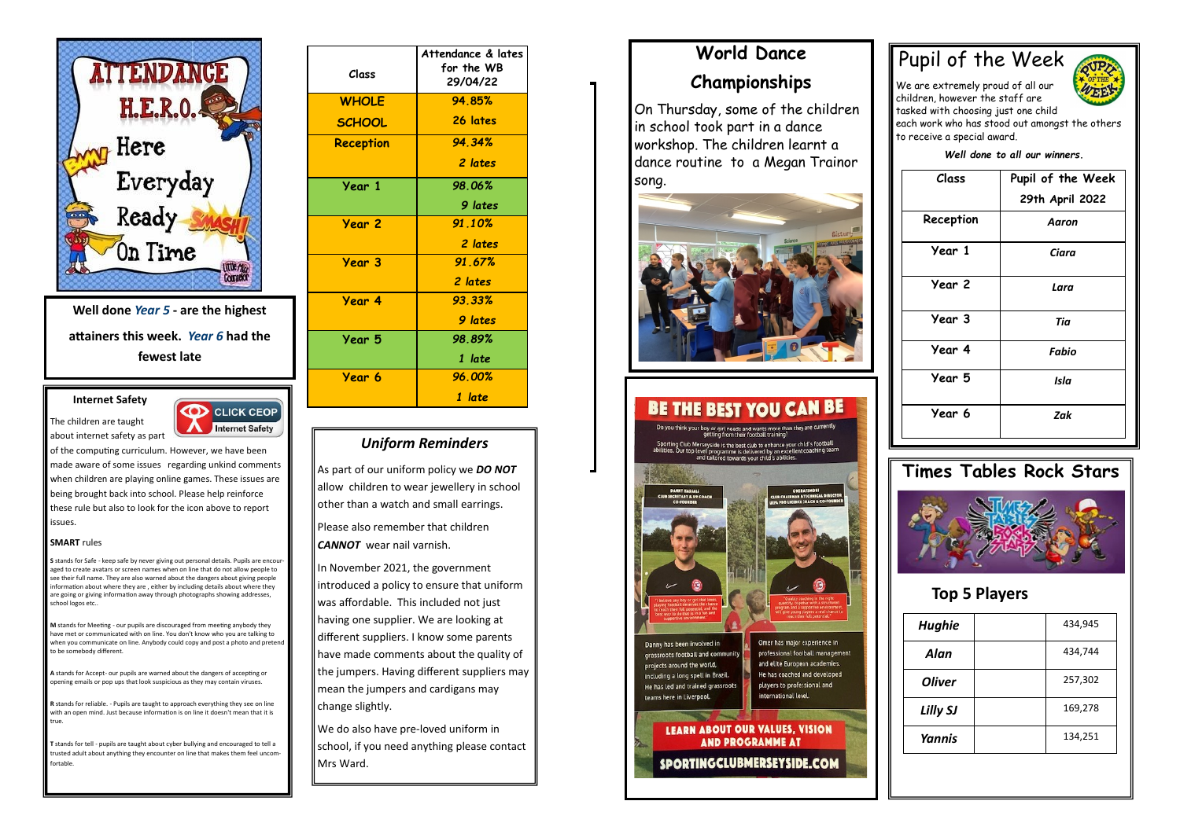ATTENDANCE H.E.R.O.

Here Everyday Ready On Time

**Well done *Year 5* - are the highest attainers this week. *Year 6* had the fewest late**

### Internet Safety

CLICK CEOP Internet Safety

The children are taught about internet safety as part of the computing curriculum. However, we have been made aware of some issues regarding unkind comments when children are playing online games. These issues are being brought back into school. Please help reinforce these rule but also to look for the icon above to report issues.

**SMART** rules

**S** stands for Safe - keep safe by never giving out personal details. Pupils are encouraged to create avatars or screen names when on line that do not allow people to see their full name. They are also warned about the dangers about giving people information about where they are , either by including details about where they are going or giving information away through photographs showing addresses, school logos etc..

**M** stands for Meeting - our pupils are discouraged from meeting anybody they have met or communicated with on line. You don't know who you are talking to when you communicate on line. Anybody could copy and post a photo and pretend to be somebody different.

**A** stands for Accept- our pupils are warned about the dangers of accepting or opening emails or pop ups that look suspicious as they may contain viruses.

**R** stands for reliable. - Pupils are taught to approach everything they see on line with an open mind. Just because information is on line it doesn't mean that it is true.

**T** stands for tell - pupils are taught about cyber bullying and encouraged to tell a trusted adult about anything they encounter on line that makes them feel uncomfortable.

| Class | Attendance & lates for the WB 29/04/22 |
|---|---|
| WHOLE SCHOOL | 94.85% 26 lates |
| Reception | 94.34% 2 lates |
| Year 1 | 98.06% 9 lates |
| Year 2 | 91.10% 2 lates |
| Year 3 | 91.67% 2 lates |
| Year 4 | 93.33% 9 lates |
| Year 5 | 98.89% 1 late |
| Year 6 | 96.00% 1 late |

## *Uniform Reminders*

As part of our uniform policy we ***DO NOT*** allow children to wear jewellery in school other than a watch and small earrings.

Please also remember that children ***CANNOT*** wear nail varnish.

In November 2021, the government introduced a policy to ensure that uniform was affordable. This included not just having one supplier. We are looking at different suppliers. I know some parents have made comments about the quality of the jumpers. Having different suppliers may mean the jumpers and cardigans may change slightly.

We do also have pre-loved uniform in school, if you need anything please contact Mrs Ward.

## World Dance Championships

On Thursday, some of the children in school took part in a dance workshop. The children learnt a dance routine to a Megan Trainor song.

## BE THE BEST YOU CAN BE

Do you think your boy or girl needs and wants more than they are currently getting from their football training?

Sporting Club Merseyside is the best club to enhance your child's football abilities. Our top level programme is delivered by an excellent coaching team and tailored towards your child's abilities.

DANNY HASSALL CLUB SECRETARY & U9 COACH CO-FOUNDER

OMERATSHORI CLUB CHAIRMAN ATECHNICAL DIRECTOR UEFA PRO LICENCE COACH & CO-FOUNDER

Danny has been involved in grassroots football and community projects around the world, including a long spell in Brazil. He has led and trained grassroots teams here in Liverpool.

Omer has major experience in professional football management and elite European academies. He has coached and developed players to professional and international level.

LEARN ABOUT OUR VALUES, VISION AND PROGRAMME AT

SPORTINGCLUBMERSEYSIDE.COM

## Pupil of the Week

We are extremely proud of all our children, however the staff are tasked with choosing just one child each work who has stood out amongst the others to receive a special award.

***Well done to all our winners.***

| Class | Pupil of the Week 29th April 2022 |
|---|---|
| Reception | ***Aaron*** |
| Year 1 | ***Ciara*** |
| Year 2 | ***Lara*** |
| Year 3 | ***Tia*** |
| Year 4 | ***Fabio*** |
| Year 5 | ***Isla*** |
| Year 6 | ***Zak*** |

## Times Tables Rock Stars

### Top 5 Players

| | | |
|---|---|---|
| ***Hughie*** | | 434,945 |
| ***Alan*** | | 434,744 |
| ***Oliver*** | | 257,302 |
| ***Lilly SJ*** | | 169,278 |
| ***Yannis*** | | 134,251 |